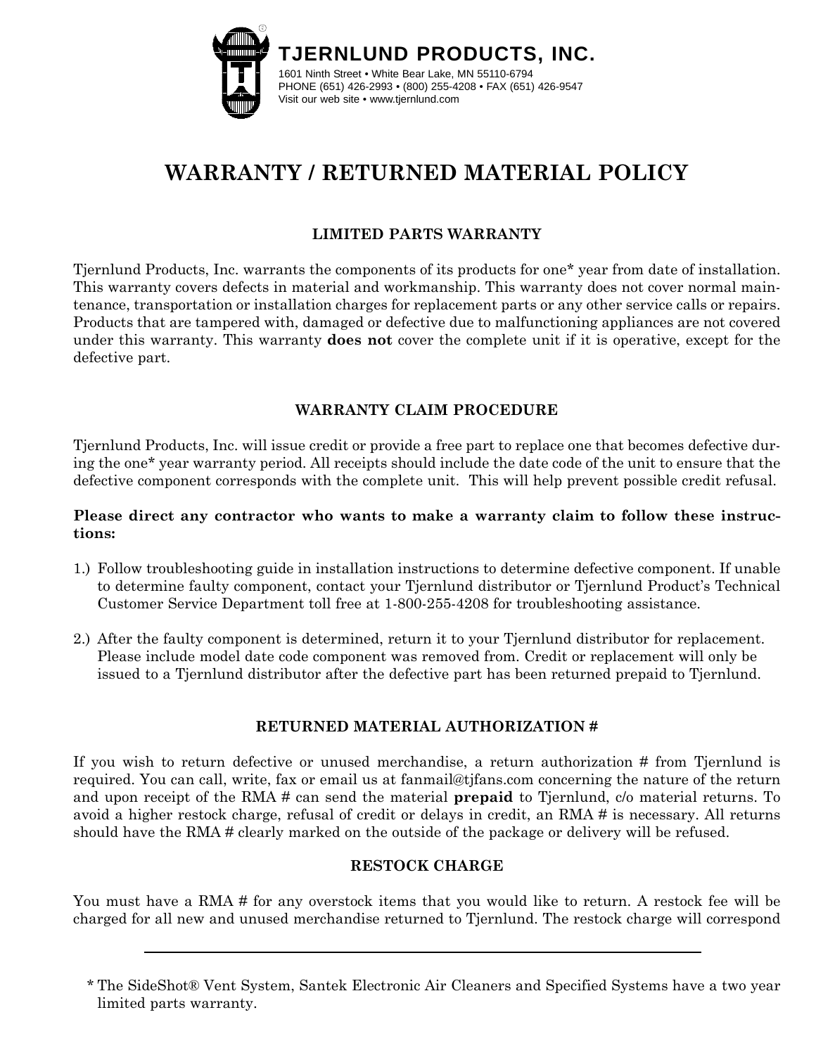**TJERNLUND PRODUCTS, INC.**

1601 Ninth Street • White Bear Lake, MN 55110-6794
PHONE (651) 426-2993 • (800) 255-4208 • FAX (651) 426-9547
Visit our web site • www.tjernlund.com

# WARRANTY / RETURNED MATERIAL POLICY

## LIMITED PARTS WARRANTY

Tjernlund Products, Inc. warrants the components of its products for one* year from date of installation. This warranty covers defects in material and workmanship. This warranty does not cover normal maintenance, transportation or installation charges for replacement parts or any other service calls or repairs. Products that are tampered with, damaged or defective due to malfunctioning appliances are not covered under this warranty. This warranty **does not** cover the complete unit if it is operative, except for the defective part.

## WARRANTY CLAIM PROCEDURE

Tjernlund Products, Inc. will issue credit or provide a free part to replace one that becomes defective during the one* year warranty period. All receipts should include the date code of the unit to ensure that the defective component corresponds with the complete unit. This will help prevent possible credit refusal.

**Please direct any contractor who wants to make a warranty claim to follow these instructions:**

1.) Follow troubleshooting guide in installation instructions to determine defective component. If unable to determine faulty component, contact your Tjernlund distributor or Tjernlund Product's Technical Customer Service Department toll free at 1-800-255-4208 for troubleshooting assistance.

2.) After the faulty component is determined, return it to your Tjernlund distributor for replacement. Please include model date code component was removed from. Credit or replacement will only be issued to a Tjernlund distributor after the defective part has been returned prepaid to Tjernlund.

## RETURNED MATERIAL AUTHORIZATION #

If you wish to return defective or unused merchandise, a return authorization # from Tjernlund is required. You can call, write, fax or email us at fanmail@tjfans.com concerning the nature of the return and upon receipt of the RMA # can send the material **prepaid** to Tjernlund, c/o material returns. To avoid a higher restock charge, refusal of credit or delays in credit, an RMA # is necessary. All returns should have the RMA # clearly marked on the outside of the package or delivery will be refused.

## RESTOCK CHARGE

You must have a RMA # for any overstock items that you would like to return. A restock fee will be charged for all new and unused merchandise returned to Tjernlund. The restock charge will correspond

---

* The SideShot® Vent System, Santek Electronic Air Cleaners and Specified Systems have a two year limited parts warranty.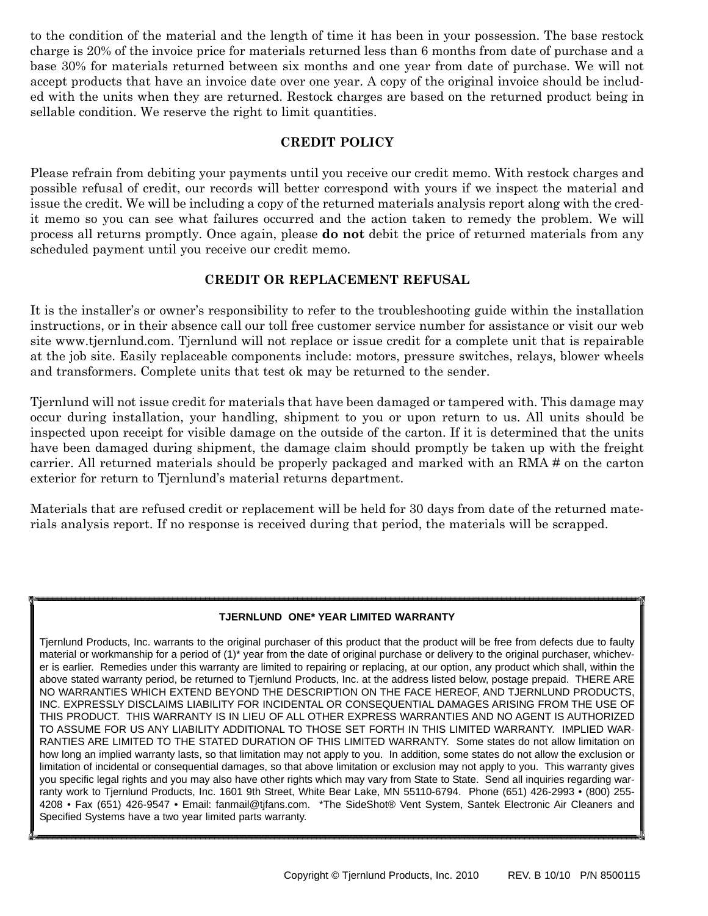to the condition of the material and the length of time it has been in your possession. The base restock charge is 20% of the invoice price for materials returned less than 6 months from date of purchase and a base 30% for materials returned between six months and one year from date of purchase. We will not accept products that have an invoice date over one year. A copy of the original invoice should be included with the units when they are returned. Restock charges are based on the returned product being in sellable condition. We reserve the right to limit quantities.

## CREDIT POLICY

Please refrain from debiting your payments until you receive our credit memo. With restock charges and possible refusal of credit, our records will better correspond with yours if we inspect the material and issue the credit. We will be including a copy of the returned materials analysis report along with the credit memo so you can see what failures occurred and the action taken to remedy the problem. We will process all returns promptly. Once again, please **do not** debit the price of returned materials from any scheduled payment until you receive our credit memo.

## CREDIT OR REPLACEMENT REFUSAL

It is the installer's or owner's responsibility to refer to the troubleshooting guide within the installation instructions, or in their absence call our toll free customer service number for assistance or visit our web site www.tjernlund.com. Tjernlund will not replace or issue credit for a complete unit that is repairable at the job site. Easily replaceable components include: motors, pressure switches, relays, blower wheels and transformers. Complete units that test ok may be returned to the sender.

Tjernlund will not issue credit for materials that have been damaged or tampered with. This damage may occur during installation, your handling, shipment to you or upon return to us. All units should be inspected upon receipt for visible damage on the outside of the carton. If it is determined that the units have been damaged during shipment, the damage claim should promptly be taken up with the freight carrier. All returned materials should be properly packaged and marked with an RMA # on the carton exterior for return to Tjernlund's material returns department.

Materials that are refused credit or replacement will be held for 30 days from date of the returned materials analysis report. If no response is received during that period, the materials will be scrapped.

### TJERNLUND ONE* YEAR LIMITED WARRANTY

Tjernlund Products, Inc. warrants to the original purchaser of this product that the product will be free from defects due to faulty material or workmanship for a period of (1)* year from the date of original purchase or delivery to the original purchaser, whichever is earlier. Remedies under this warranty are limited to repairing or replacing, at our option, any product which shall, within the above stated warranty period, be returned to Tjernlund Products, Inc. at the address listed below, postage prepaid. THERE ARE NO WARRANTIES WHICH EXTEND BEYOND THE DESCRIPTION ON THE FACE HEREOF, AND TJERNLUND PRODUCTS, INC. EXPRESSLY DISCLAIMS LIABILITY FOR INCIDENTAL OR CONSEQUENTIAL DAMAGES ARISING FROM THE USE OF THIS PRODUCT. THIS WARRANTY IS IN LIEU OF ALL OTHER EXPRESS WARRANTIES AND NO AGENT IS AUTHORIZED TO ASSUME FOR US ANY LIABILITY ADDITIONAL TO THOSE SET FORTH IN THIS LIMITED WARRANTY. IMPLIED WARRANTIES ARE LIMITED TO THE STATED DURATION OF THIS LIMITED WARRANTY. Some states do not allow limitation on how long an implied warranty lasts, so that limitation may not apply to you. In addition, some states do not allow the exclusion or limitation of incidental or consequential damages, so that above limitation or exclusion may not apply to you. This warranty gives you specific legal rights and you may also have other rights which may vary from State to State. Send all inquiries regarding warranty work to Tjernlund Products, Inc. 1601 9th Street, White Bear Lake, MN 55110-6794. Phone (651) 426-2993 • (800) 255-4208 • Fax (651) 426-9547 • Email: fanmail@tjfans.com. *The SideShot® Vent System, Santek Electronic Air Cleaners and Specified Systems have a two year limited parts warranty.

Copyright © Tjernlund Products, Inc. 2010 REV. B 10/10 P/N 8500115